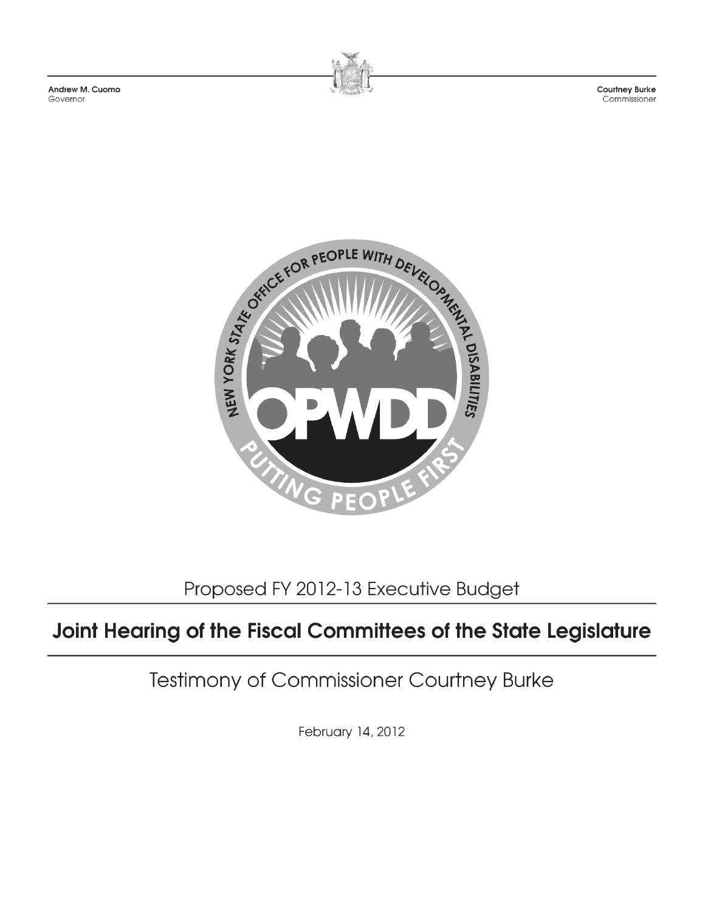Andrew M. Cuomo
Governor

Courtney Burke
Commissioner

NEW YORK STATE OFFICE FOR PEOPLE WITH DEVELOPMENTAL DISABILITIES

OPWDD

PUTTING PEOPLE FIRST

Proposed FY 2012-13 Executive Budget

# Joint Hearing of the Fiscal Committees of the State Legislature

Testimony of Commissioner Courtney Burke

February 14, 2012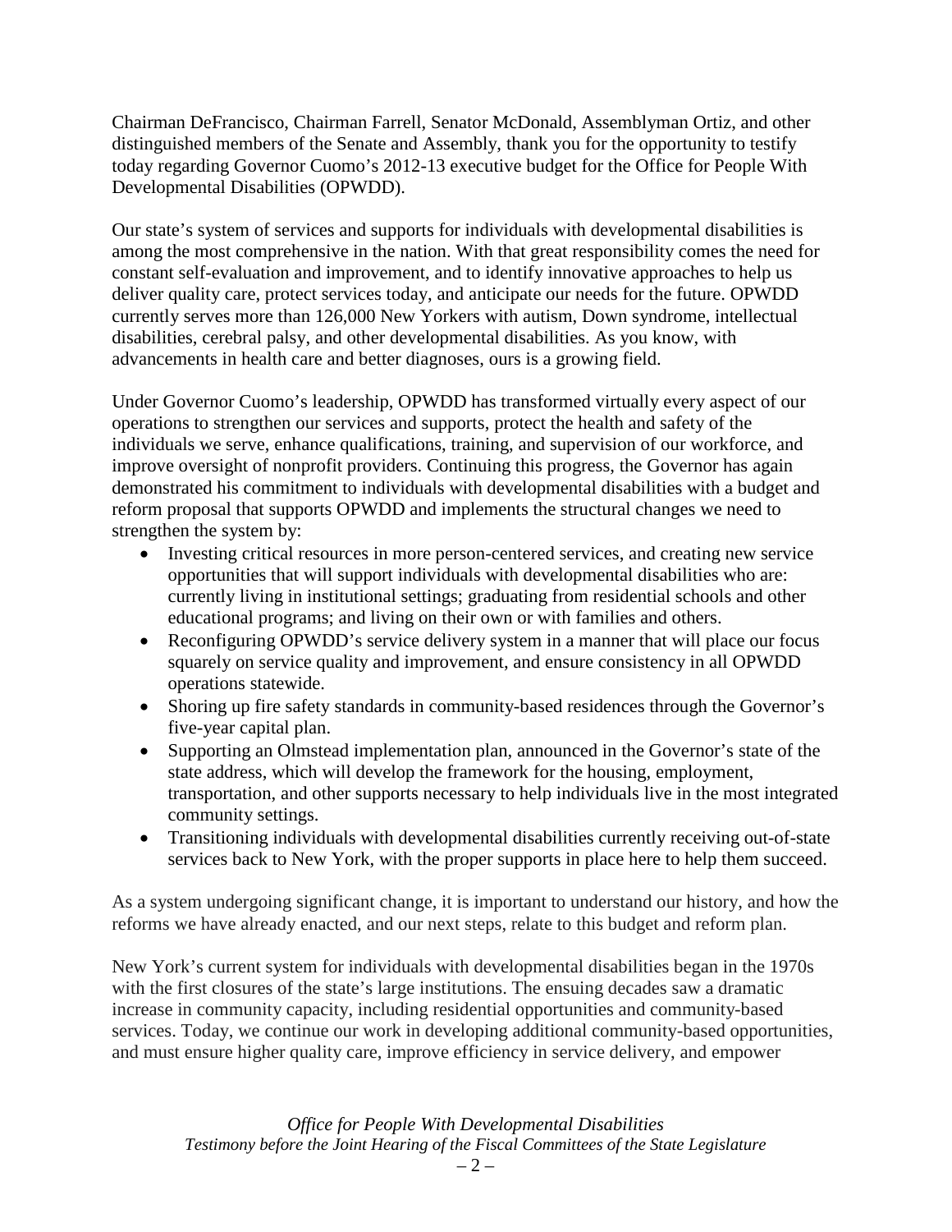Chairman DeFrancisco, Chairman Farrell, Senator McDonald, Assemblyman Ortiz, and other distinguished members of the Senate and Assembly, thank you for the opportunity to testify today regarding Governor Cuomo's 2012-13 executive budget for the Office for People With Developmental Disabilities (OPWDD).

Our state's system of services and supports for individuals with developmental disabilities is among the most comprehensive in the nation. With that great responsibility comes the need for constant self-evaluation and improvement, and to identify innovative approaches to help us deliver quality care, protect services today, and anticipate our needs for the future. OPWDD currently serves more than 126,000 New Yorkers with autism, Down syndrome, intellectual disabilities, cerebral palsy, and other developmental disabilities. As you know, with advancements in health care and better diagnoses, ours is a growing field.

Under Governor Cuomo's leadership, OPWDD has transformed virtually every aspect of our operations to strengthen our services and supports, protect the health and safety of the individuals we serve, enhance qualifications, training, and supervision of our workforce, and improve oversight of nonprofit providers. Continuing this progress, the Governor has again demonstrated his commitment to individuals with developmental disabilities with a budget and reform proposal that supports OPWDD and implements the structural changes we need to strengthen the system by:

- Investing critical resources in more person-centered services, and creating new service opportunities that will support individuals with developmental disabilities who are: currently living in institutional settings; graduating from residential schools and other educational programs; and living on their own or with families and others.
- Reconfiguring OPWDD's service delivery system in a manner that will place our focus squarely on service quality and improvement, and ensure consistency in all OPWDD operations statewide.
- Shoring up fire safety standards in community-based residences through the Governor's five-year capital plan.
- Supporting an Olmstead implementation plan, announced in the Governor's state of the state address, which will develop the framework for the housing, employment, transportation, and other supports necessary to help individuals live in the most integrated community settings.
- Transitioning individuals with developmental disabilities currently receiving out-of-state services back to New York, with the proper supports in place here to help them succeed.

As a system undergoing significant change, it is important to understand our history, and how the reforms we have already enacted, and our next steps, relate to this budget and reform plan.

New York's current system for individuals with developmental disabilities began in the 1970s with the first closures of the state's large institutions. The ensuing decades saw a dramatic increase in community capacity, including residential opportunities and community-based services. Today, we continue our work in developing additional community-based opportunities, and must ensure higher quality care, improve efficiency in service delivery, and empower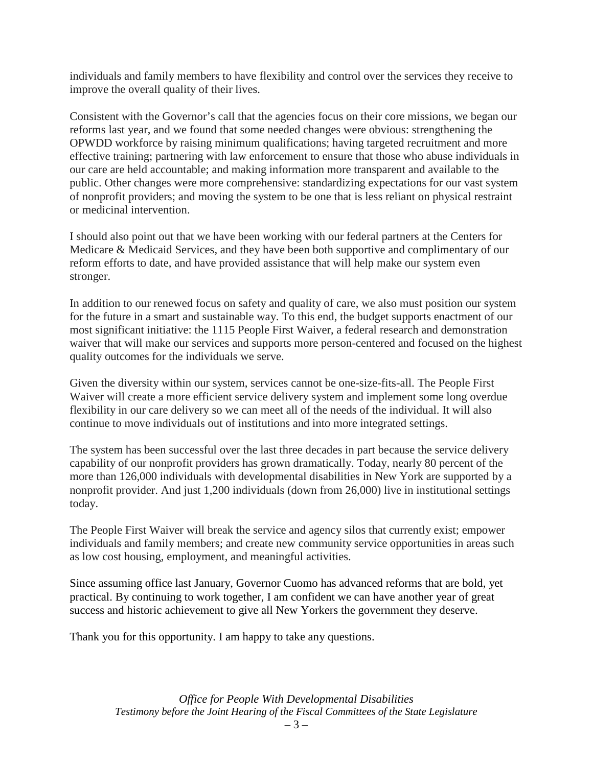individuals and family members to have flexibility and control over the services they receive to improve the overall quality of their lives.

Consistent with the Governor's call that the agencies focus on their core missions, we began our reforms last year, and we found that some needed changes were obvious: strengthening the OPWDD workforce by raising minimum qualifications; having targeted recruitment and more effective training; partnering with law enforcement to ensure that those who abuse individuals in our care are held accountable; and making information more transparent and available to the public. Other changes were more comprehensive: standardizing expectations for our vast system of nonprofit providers; and moving the system to be one that is less reliant on physical restraint or medicinal intervention.

I should also point out that we have been working with our federal partners at the Centers for Medicare & Medicaid Services, and they have been both supportive and complimentary of our reform efforts to date, and have provided assistance that will help make our system even stronger.

In addition to our renewed focus on safety and quality of care, we also must position our system for the future in a smart and sustainable way. To this end, the budget supports enactment of our most significant initiative: the 1115 People First Waiver, a federal research and demonstration waiver that will make our services and supports more person-centered and focused on the highest quality outcomes for the individuals we serve.

Given the diversity within our system, services cannot be one-size-fits-all. The People First Waiver will create a more efficient service delivery system and implement some long overdue flexibility in our care delivery so we can meet all of the needs of the individual. It will also continue to move individuals out of institutions and into more integrated settings.

The system has been successful over the last three decades in part because the service delivery capability of our nonprofit providers has grown dramatically. Today, nearly 80 percent of the more than 126,000 individuals with developmental disabilities in New York are supported by a nonprofit provider. And just 1,200 individuals (down from 26,000) live in institutional settings today.

The People First Waiver will break the service and agency silos that currently exist; empower individuals and family members; and create new community service opportunities in areas such as low cost housing, employment, and meaningful activities.

Since assuming office last January, Governor Cuomo has advanced reforms that are bold, yet practical. By continuing to work together, I am confident we can have another year of great success and historic achievement to give all New Yorkers the government they deserve.

Thank you for this opportunity. I am happy to take any questions.